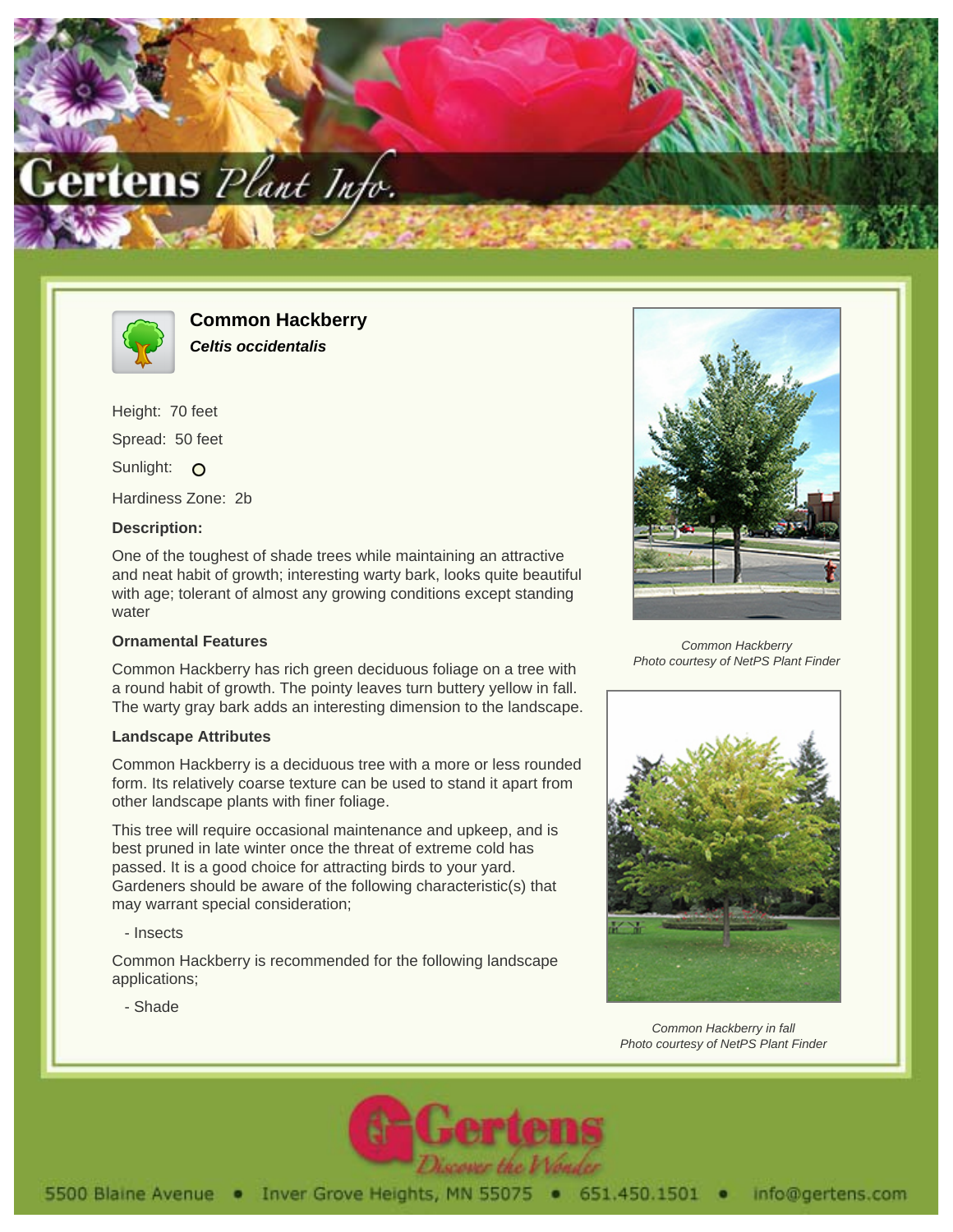# Common Hackberry

***Celtis occidentalis***

Height: 70 feet

Spread: 50 feet

Sunlight: O

Hardiness Zone: 2b

**Description:**

One of the toughest of shade trees while maintaining an attractive and neat habit of growth; interesting warty bark, looks quite beautiful with age; tolerant of almost any growing conditions except standing water

**Ornamental Features**

Common Hackberry has rich green deciduous foliage on a tree with a round habit of growth. The pointy leaves turn buttery yellow in fall. The warty gray bark adds an interesting dimension to the landscape.

**Landscape Attributes**

Common Hackberry is a deciduous tree with a more or less rounded form. Its relatively coarse texture can be used to stand it apart from other landscape plants with finer foliage.

This tree will require occasional maintenance and upkeep, and is best pruned in late winter once the threat of extreme cold has passed. It is a good choice for attracting birds to your yard. Gardeners should be aware of the following characteristic(s) that may warrant special consideration;

- Insects

Common Hackberry is recommended for the following landscape applications;

- Shade

*Common Hackberry*
*Photo courtesy of NetPS Plant Finder*

*Common Hackberry in fall*
*Photo courtesy of NetPS Plant Finder*

5500 Blaine Avenue • Inver Grove Heights, MN 55075 • 651.450.1501 • info@gertens.com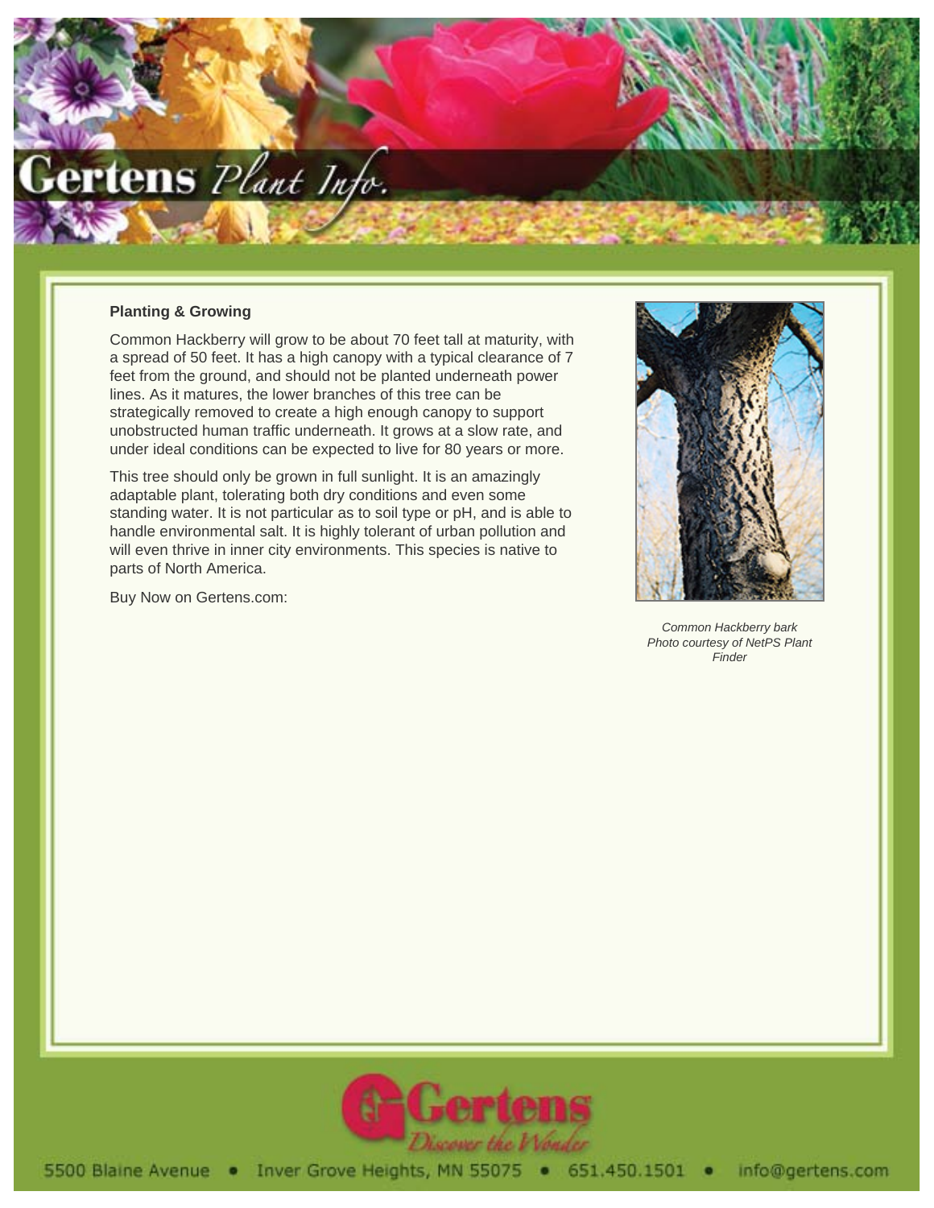### Planting & Growing

Common Hackberry will grow to be about 70 feet tall at maturity, with a spread of 50 feet. It has a high canopy with a typical clearance of 7 feet from the ground, and should not be planted underneath power lines. As it matures, the lower branches of this tree can be strategically removed to create a high enough canopy to support unobstructed human traffic underneath. It grows at a slow rate, and under ideal conditions can be expected to live for 80 years or more.

This tree should only be grown in full sunlight. It is an amazingly adaptable plant, tolerating both dry conditions and even some standing water. It is not particular as to soil type or pH, and is able to handle environmental salt. It is highly tolerant of urban pollution and will even thrive in inner city environments. This species is native to parts of North America.

Buy Now on Gertens.com:

*Common Hackberry bark*
*Photo courtesy of NetPS Plant Finder*

5500 Blaine Avenue • Inver Grove Heights, MN 55075 • 651.450.1501 • info@gertens.com